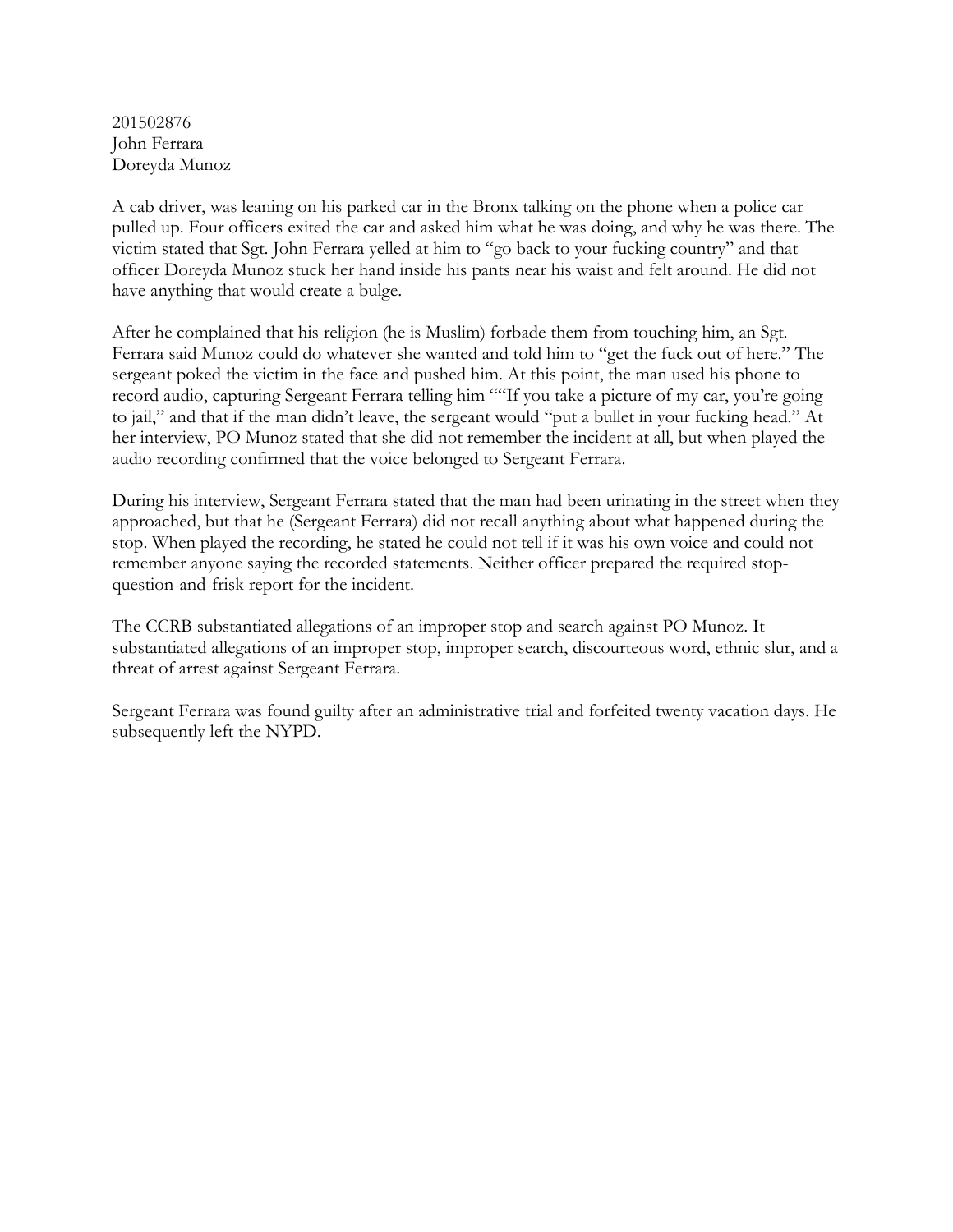201502876
John Ferrara
Doreyda Munoz

A cab driver, was leaning on his parked car in the Bronx talking on the phone when a police car pulled up. Four officers exited the car and asked him what he was doing, and why he was there. The victim stated that Sgt. John Ferrara yelled at him to "go back to your fucking country" and that officer Doreyda Munoz stuck her hand inside his pants near his waist and felt around. He did not have anything that would create a bulge.

After he complained that his religion (he is Muslim) forbade them from touching him, an Sgt. Ferrara said Munoz could do whatever she wanted and told him to "get the fuck out of here." The sergeant poked the victim in the face and pushed him. At this point, the man used his phone to record audio, capturing Sergeant Ferrara telling him ""If you take a picture of my car, you're going to jail," and that if the man didn't leave, the sergeant would "put a bullet in your fucking head." At her interview, PO Munoz stated that she did not remember the incident at all, but when played the audio recording confirmed that the voice belonged to Sergeant Ferrara.

During his interview, Sergeant Ferrara stated that the man had been urinating in the street when they approached, but that he (Sergeant Ferrara) did not recall anything about what happened during the stop. When played the recording, he stated he could not tell if it was his own voice and could not remember anyone saying the recorded statements. Neither officer prepared the required stop-question-and-frisk report for the incident.

The CCRB substantiated allegations of an improper stop and search against PO Munoz. It substantiated allegations of an improper stop, improper search, discourteous word, ethnic slur, and a threat of arrest against Sergeant Ferrara.

Sergeant Ferrara was found guilty after an administrative trial and forfeited twenty vacation days. He subsequently left the NYPD.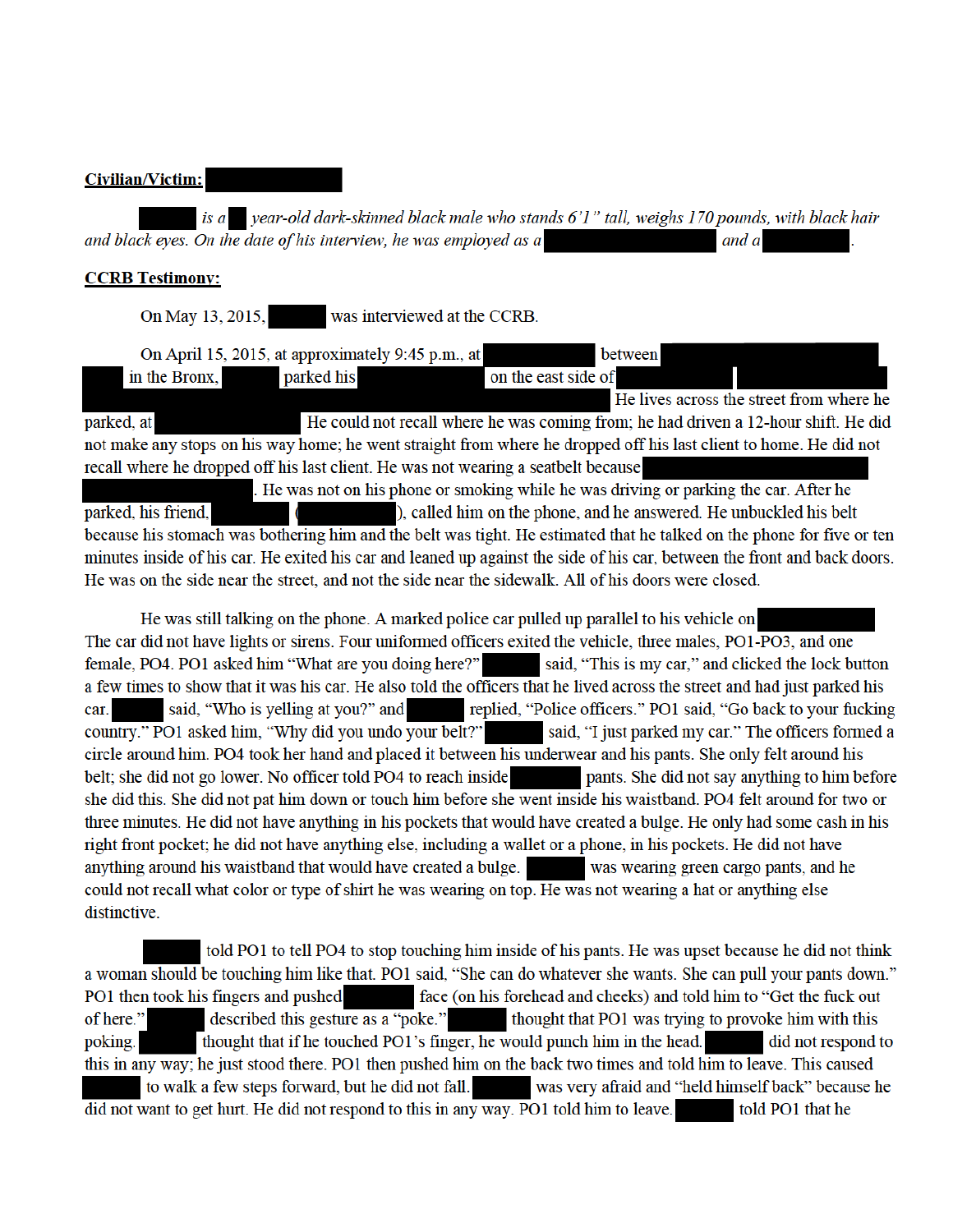**Civilian/Victim:** [REDACTED]

*[REDACTED] is a [REDACTED] year-old dark-skinned black male who stands 6'1" tall, weighs 170 pounds, with black hair and black eyes. On the date of his interview, he was employed as a [REDACTED] and a [REDACTED].*

**CCRB Testimony:**

On May 13, 2015, [REDACTED] was interviewed at the CCRB.

On April 15, 2015, at approximately 9:45 p.m., at [REDACTED] between [REDACTED] in the Bronx, [REDACTED] parked his [REDACTED] on the east side of [REDACTED] [REDACTED]. He lives across the street from where he parked, at [REDACTED]. He could not recall where he was coming from; he had driven a 12-hour shift. He did not make any stops on his way home; he went straight from where he dropped off his last client to home. He did not recall where he dropped off his last client. He was not wearing a seatbelt because [REDACTED]. He was not on his phone or smoking while he was driving or parking the car. After he parked, his friend, [REDACTED] ([REDACTED]), called him on the phone, and he answered. He unbuckled his belt because his stomach was bothering him and the belt was tight. He estimated that he talked on the phone for five or ten minutes inside of his car. He exited his car and leaned up against the side of his car, between the front and back doors. He was on the side near the street, and not the side near the sidewalk. All of his doors were closed.

He was still talking on the phone. A marked police car pulled up parallel to his vehicle on [REDACTED]. The car did not have lights or sirens. Four uniformed officers exited the vehicle, three males, PO1-PO3, and one female, PO4. PO1 asked him "What are you doing here?" [REDACTED] said, "This is my car," and clicked the lock button a few times to show that it was his car. He also told the officers that he lived across the street and had just parked his car. [REDACTED] said, "Who is yelling at you?" and [REDACTED] replied, "Police officers." PO1 said, "Go back to your fucking country." PO1 asked him, "Why did you undo your belt?" [REDACTED] said, "I just parked my car." The officers formed a circle around him. PO4 took her hand and placed it between his underwear and his pants. She only felt around his belt; she did not go lower. No officer told PO4 to reach inside [REDACTED] pants. She did not say anything to him before she did this. She did not pat him down or touch him before she went inside his waistband. PO4 felt around for two or three minutes. He did not have anything in his pockets that would have created a bulge. He only had some cash in his right front pocket; he did not have anything else, including a wallet or a phone, in his pockets. He did not have anything around his waistband that would have created a bulge. [REDACTED] was wearing green cargo pants, and he could not recall what color or type of shirt he was wearing on top. He was not wearing a hat or anything else distinctive.

[REDACTED] told PO1 to tell PO4 to stop touching him inside of his pants. He was upset because he did not think a woman should be touching him like that. PO1 said, "She can do whatever she wants. She can pull your pants down." PO1 then took his fingers and pushed [REDACTED] face (on his forehead and cheeks) and told him to "Get the fuck out of here." [REDACTED] described this gesture as a "poke." [REDACTED] thought that PO1 was trying to provoke him with this poking. [REDACTED] thought that if he touched PO1's finger, he would punch him in the head. [REDACTED] did not respond to this in any way; he just stood there. PO1 then pushed him on the back two times and told him to leave. This caused [REDACTED] to walk a few steps forward, but he did not fall. [REDACTED] was very afraid and "held himself back" because he did not want to get hurt. He did not respond to this in any way. PO1 told him to leave. [REDACTED] told PO1 that he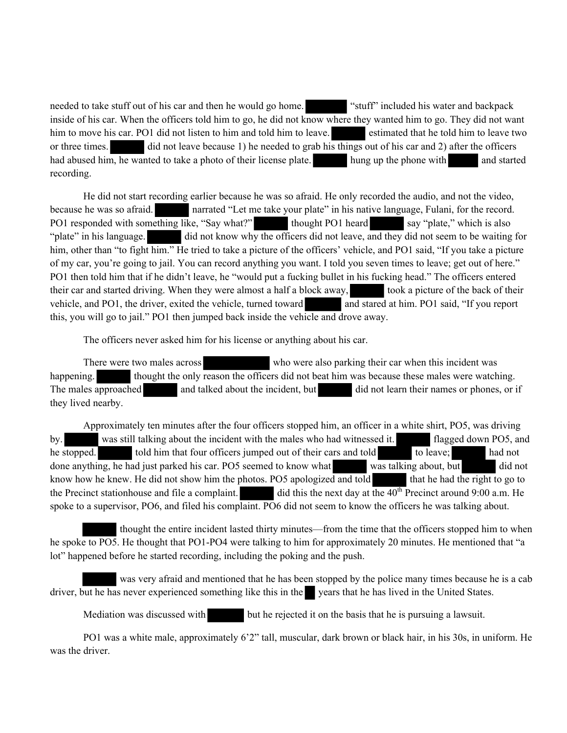needed to take stuff out of his car and then he would go home. ████ "stuff" included his water and backpack inside of his car. When the officers told him to go, he did not know where they wanted him to go. They did not want him to move his car. PO1 did not listen to him and told him to leave. ████ estimated that he told him to leave two or three times. ████ did not leave because 1) he needed to grab his things out of his car and 2) after the officers had abused him, he wanted to take a photo of their license plate. ████ hung up the phone with ████ and started recording.

He did not start recording earlier because he was so afraid. He only recorded the audio, and not the video, because he was so afraid. ████ narrated "Let me take your plate" in his native language, Fulani, for the record. PO1 responded with something like, "Say what?" ████ thought PO1 heard ████ say "plate," which is also "plate" in his language. ████ did not know why the officers did not leave, and they did not seem to be waiting for him, other than "to fight him." He tried to take a picture of the officers' vehicle, and PO1 said, "If you take a picture of my car, you're going to jail. You can record anything you want. I told you seven times to leave; get out of here." PO1 then told him that if he didn't leave, he "would put a fucking bullet in his fucking head." The officers entered their car and started driving. When they were almost a half a block away, ████ took a picture of the back of their vehicle, and PO1, the driver, exited the vehicle, turned toward ████ and stared at him. PO1 said, "If you report this, you will go to jail." PO1 then jumped back inside the vehicle and drove away.

The officers never asked him for his license or anything about his car.

There were two males across ████ who were also parking their car when this incident was happening. ████ thought the only reason the officers did not beat him was because these males were watching. The males approached ████ and talked about the incident, but ████ did not learn their names or phones, or if they lived nearby.

Approximately ten minutes after the four officers stopped him, an officer in a white shirt, PO5, was driving by. ████ was still talking about the incident with the males who had witnessed it. ████ flagged down PO5, and he stopped. ████ told him that four officers jumped out of their cars and told ████ to leave; ████ had not done anything, he had just parked his car. PO5 seemed to know what ████ was talking about, but ████ did not know how he knew. He did not show him the photos. PO5 apologized and told ████ that he had the right to go to the Precinct stationhouse and file a complaint. ████ did this the next day at the 40th Precinct around 9:00 a.m. He spoke to a supervisor, PO6, and filed his complaint. PO6 did not seem to know the officers he was talking about.

████ thought the entire incident lasted thirty minutes—from the time that the officers stopped him to when he spoke to PO5. He thought that PO1-PO4 were talking to him for approximately 20 minutes. He mentioned that "a lot" happened before he started recording, including the poking and the push.

████ was very afraid and mentioned that he has been stopped by the police many times because he is a cab driver, but he has never experienced something like this in the ██ years that he has lived in the United States.

Mediation was discussed with ████ but he rejected it on the basis that he is pursuing a lawsuit.

PO1 was a white male, approximately 6'2" tall, muscular, dark brown or black hair, in his 30s, in uniform. He was the driver.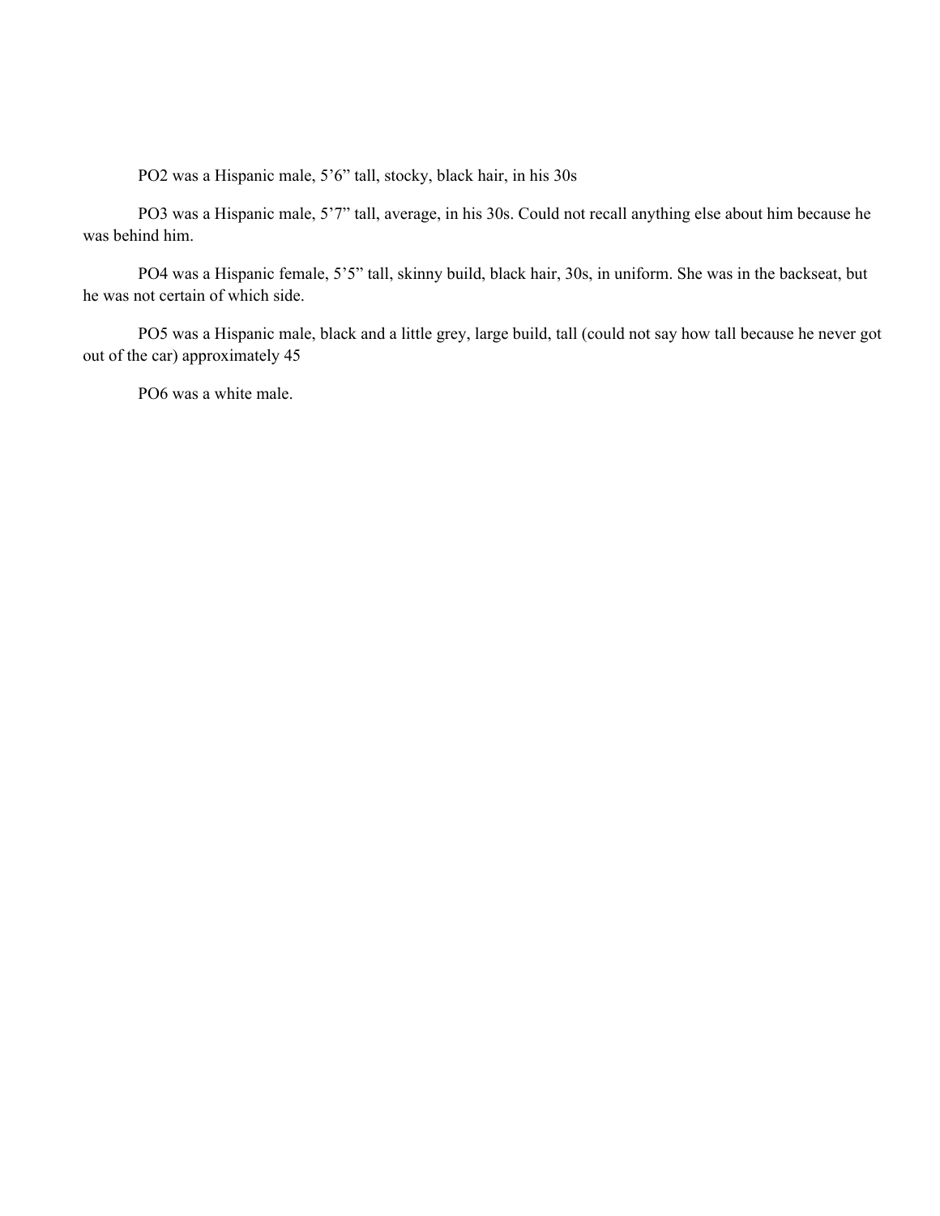PO2 was a Hispanic male, 5'6" tall, stocky, black hair, in his 30s

PO3 was a Hispanic male, 5'7" tall, average, in his 30s. Could not recall anything else about him because he was behind him.

PO4 was a Hispanic female, 5'5" tall, skinny build, black hair, 30s, in uniform. She was in the backseat, but he was not certain of which side.

PO5 was a Hispanic male, black and a little grey, large build, tall (could not say how tall because he never got out of the car) approximately 45

PO6 was a white male.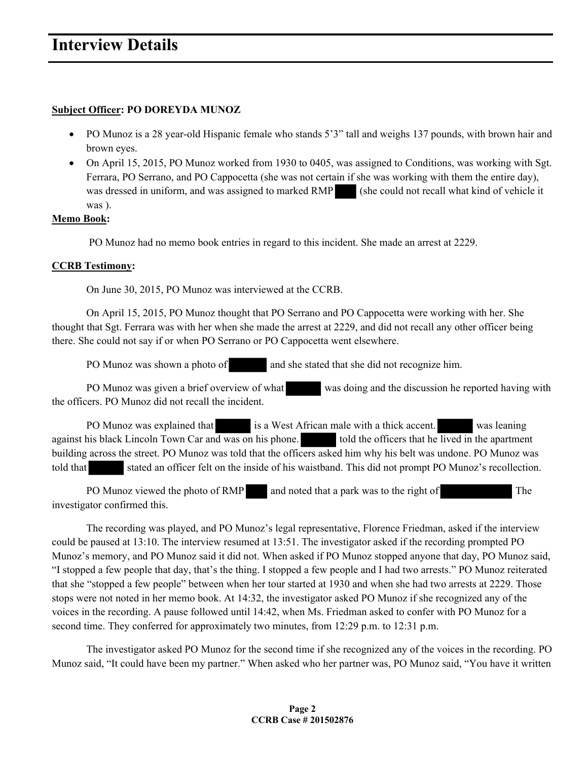# Interview Details

**Subject Officer: PO DOREYDA MUNOZ**

- PO Munoz is a 28 year-old Hispanic female who stands 5'3" tall and weighs 137 pounds, with brown hair and brown eyes.
- On April 15, 2015, PO Munoz worked from 1930 to 0405, was assigned to Conditions, was working with Sgt. Ferrara, PO Serrano, and PO Cappocetta (she was not certain if she was working with them the entire day), was dressed in uniform, and was assigned to marked RMP ████ (she could not recall what kind of vehicle it was ).

**Memo Book:**

PO Munoz had no memo book entries in regard to this incident. She made an arrest at 2229.

**CCRB Testimony:**

On June 30, 2015, PO Munoz was interviewed at the CCRB.

On April 15, 2015, PO Munoz thought that PO Serrano and PO Cappocetta were working with her. She thought that Sgt. Ferrara was with her when she made the arrest at 2229, and did not recall any other officer being there. She could not say if or when PO Serrano or PO Cappocetta went elsewhere.

PO Munoz was shown a photo of ████ and she stated that she did not recognize him.

PO Munoz was given a brief overview of what ████ was doing and the discussion he reported having with the officers. PO Munoz did not recall the incident.

PO Munoz was explained that ████ is a West African male with a thick accent. ████ was leaning against his black Lincoln Town Car and was on his phone. ████ told the officers that he lived in the apartment building across the street. PO Munoz was told that the officers asked him why his belt was undone. PO Munoz was told that ████ stated an officer felt on the inside of his waistband. This did not prompt PO Munoz's recollection.

PO Munoz viewed the photo of RMP ████ and noted that a park was to the right of ████ The investigator confirmed this.

The recording was played, and PO Munoz's legal representative, Florence Friedman, asked if the interview could be paused at 13:10. The interview resumed at 13:51. The investigator asked if the recording prompted PO Munoz's memory, and PO Munoz said it did not. When asked if PO Munoz stopped anyone that day, PO Munoz said, "I stopped a few people that day, that's the thing. I stopped a few people and I had two arrests." PO Munoz reiterated that she "stopped a few people" between when her tour started at 1930 and when she had two arrests at 2229. Those stops were not noted in her memo book. At 14:32, the investigator asked PO Munoz if she recognized any of the voices in the recording. A pause followed until 14:42, when Ms. Friedman asked to confer with PO Munoz for a second time. They conferred for approximately two minutes, from 12:29 p.m. to 12:31 p.m.

The investigator asked PO Munoz for the second time if she recognized any of the voices in the recording. PO Munoz said, "It could have been my partner." When asked who her partner was, PO Munoz said, "You have it written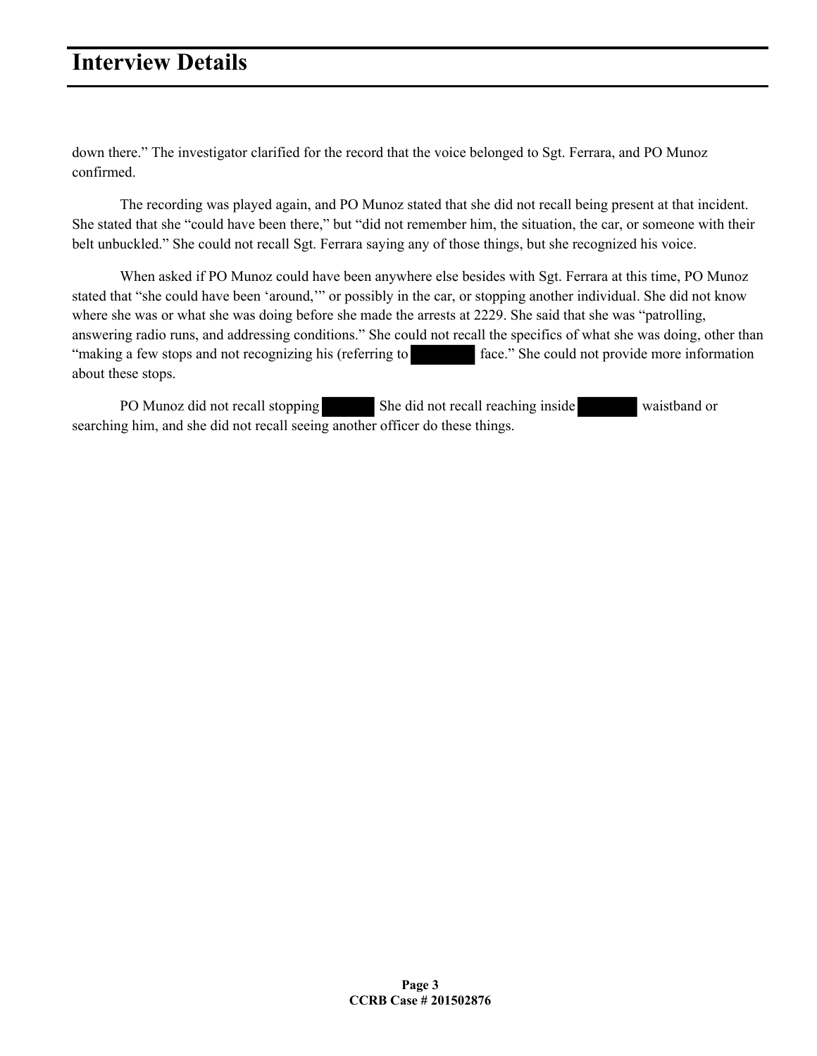# Interview Details

down there." The investigator clarified for the record that the voice belonged to Sgt. Ferrara, and PO Munoz confirmed.

The recording was played again, and PO Munoz stated that she did not recall being present at that incident. She stated that she "could have been there," but "did not remember him, the situation, the car, or someone with their belt unbuckled." She could not recall Sgt. Ferrara saying any of those things, but she recognized his voice.

When asked if PO Munoz could have been anywhere else besides with Sgt. Ferrara at this time, PO Munoz stated that "she could have been 'around,'" or possibly in the car, or stopping another individual. She did not know where she was or what she was doing before she made the arrests at 2229. She said that she was "patrolling, answering radio runs, and addressing conditions." She could not recall the specifics of what she was doing, other than "making a few stops and not recognizing his (referring to [REDACTED] face." She could not provide more information about these stops.

PO Munoz did not recall stopping [REDACTED] She did not recall reaching inside [REDACTED] waistband or searching him, and she did not recall seeing another officer do these things.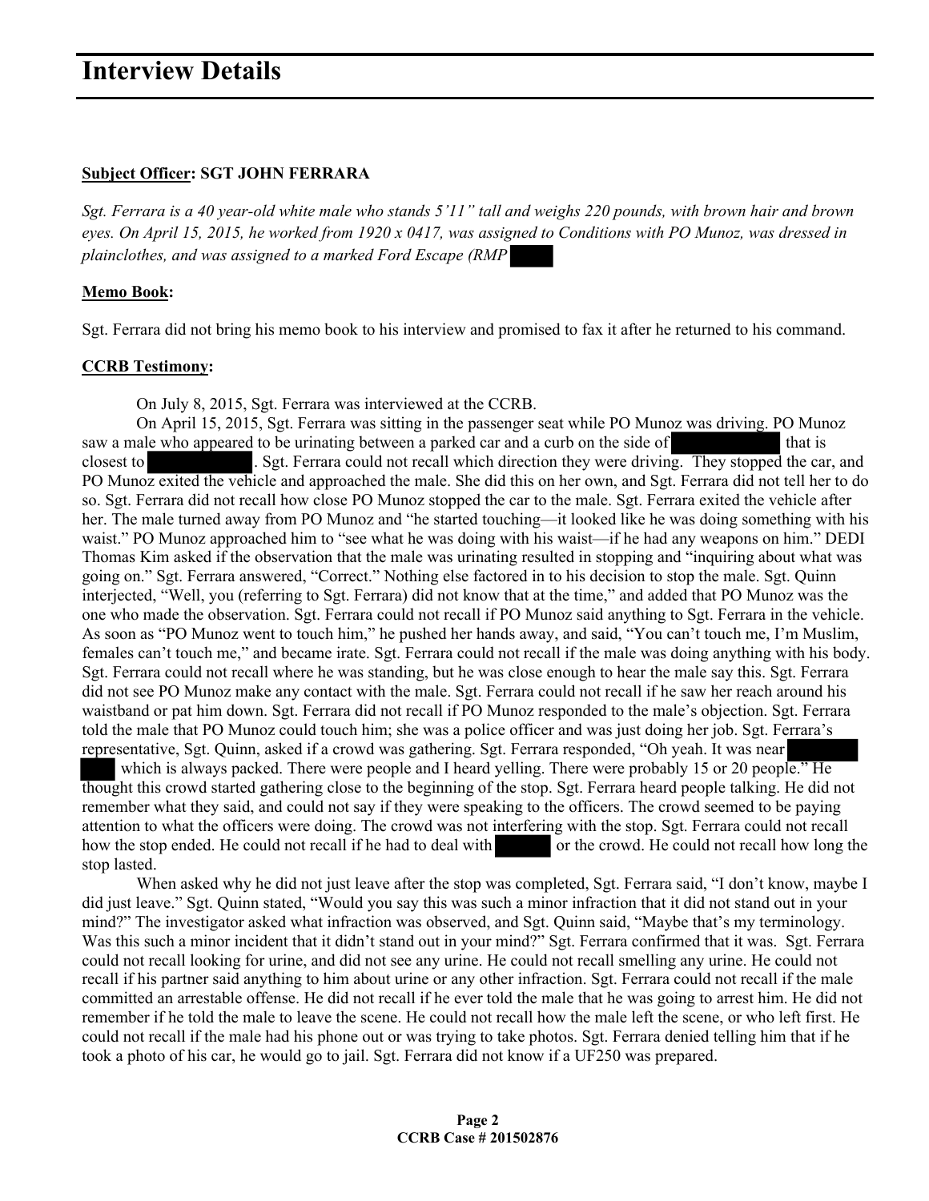# Interview Details

**Subject Officer: SGT JOHN FERRARA**

*Sgt. Ferrara is a 40 year-old white male who stands 5'11" tall and weighs 220 pounds, with brown hair and brown eyes. On April 15, 2015, he worked from 1920 x 0417, was assigned to Conditions with PO Munoz, was dressed in plainclothes, and was assigned to a marked Ford Escape (RMP*

**Memo Book:**

Sgt. Ferrara did not bring his memo book to his interview and promised to fax it after he returned to his command.

**CCRB Testimony:**

On July 8, 2015, Sgt. Ferrara was interviewed at the CCRB.

On April 15, 2015, Sgt. Ferrara was sitting in the passenger seat while PO Munoz was driving. PO Munoz saw a male who appeared to be urinating between a parked car and a curb on the side of that is closest to . Sgt. Ferrara could not recall which direction they were driving. They stopped the car, and PO Munoz exited the vehicle and approached the male. She did this on her own, and Sgt. Ferrara did not tell her to do so. Sgt. Ferrara did not recall how close PO Munoz stopped the car to the male. Sgt. Ferrara exited the vehicle after her. The male turned away from PO Munoz and "he started touching—it looked like he was doing something with his waist." PO Munoz approached him to "see what he was doing with his waist—if he had any weapons on him." DEDI Thomas Kim asked if the observation that the male was urinating resulted in stopping and "inquiring about what was going on." Sgt. Ferrara answered, "Correct." Nothing else factored in to his decision to stop the male. Sgt. Quinn interjected, "Well, you (referring to Sgt. Ferrara) did not know that at the time," and added that PO Munoz was the one who made the observation. Sgt. Ferrara could not recall if PO Munoz said anything to Sgt. Ferrara in the vehicle. As soon as "PO Munoz went to touch him," he pushed her hands away, and said, "You can't touch me, I'm Muslim, females can't touch me," and became irate. Sgt. Ferrara could not recall if the male was doing anything with his body. Sgt. Ferrara could not recall where he was standing, but he was close enough to hear the male say this. Sgt. Ferrara did not see PO Munoz make any contact with the male. Sgt. Ferrara could not recall if he saw her reach around his waistband or pat him down. Sgt. Ferrara did not recall if PO Munoz responded to the male's objection. Sgt. Ferrara told the male that PO Munoz could touch him; she was a police officer and was just doing her job. Sgt. Ferrara's representative, Sgt. Quinn, asked if a crowd was gathering. Sgt. Ferrara responded, "Oh yeah. It was near which is always packed. There were people and I heard yelling. There were probably 15 or 20 people." He thought this crowd started gathering close to the beginning of the stop. Sgt. Ferrara heard people talking. He did not remember what they said, and could not say if they were speaking to the officers. The crowd seemed to be paying attention to what the officers were doing. The crowd was not interfering with the stop. Sgt. Ferrara could not recall how the stop ended. He could not recall if he had to deal with or the crowd. He could not recall how long the stop lasted.

When asked why he did not just leave after the stop was completed, Sgt. Ferrara said, "I don't know, maybe I did just leave." Sgt. Quinn stated, "Would you say this was such a minor infraction that it did not stand out in your mind?" The investigator asked what infraction was observed, and Sgt. Quinn said, "Maybe that's my terminology. Was this such a minor incident that it didn't stand out in your mind?" Sgt. Ferrara confirmed that it was. Sgt. Ferrara could not recall looking for urine, and did not see any urine. He could not recall smelling any urine. He could not recall if his partner said anything to him about urine or any other infraction. Sgt. Ferrara could not recall if the male committed an arrestable offense. He did not recall if he ever told the male that he was going to arrest him. He did not remember if he told the male to leave the scene. He could not recall how the male left the scene, or who left first. He could not recall if the male had his phone out or was trying to take photos. Sgt. Ferrara denied telling him that if he took a photo of his car, he would go to jail. Sgt. Ferrara did not know if a UF250 was prepared.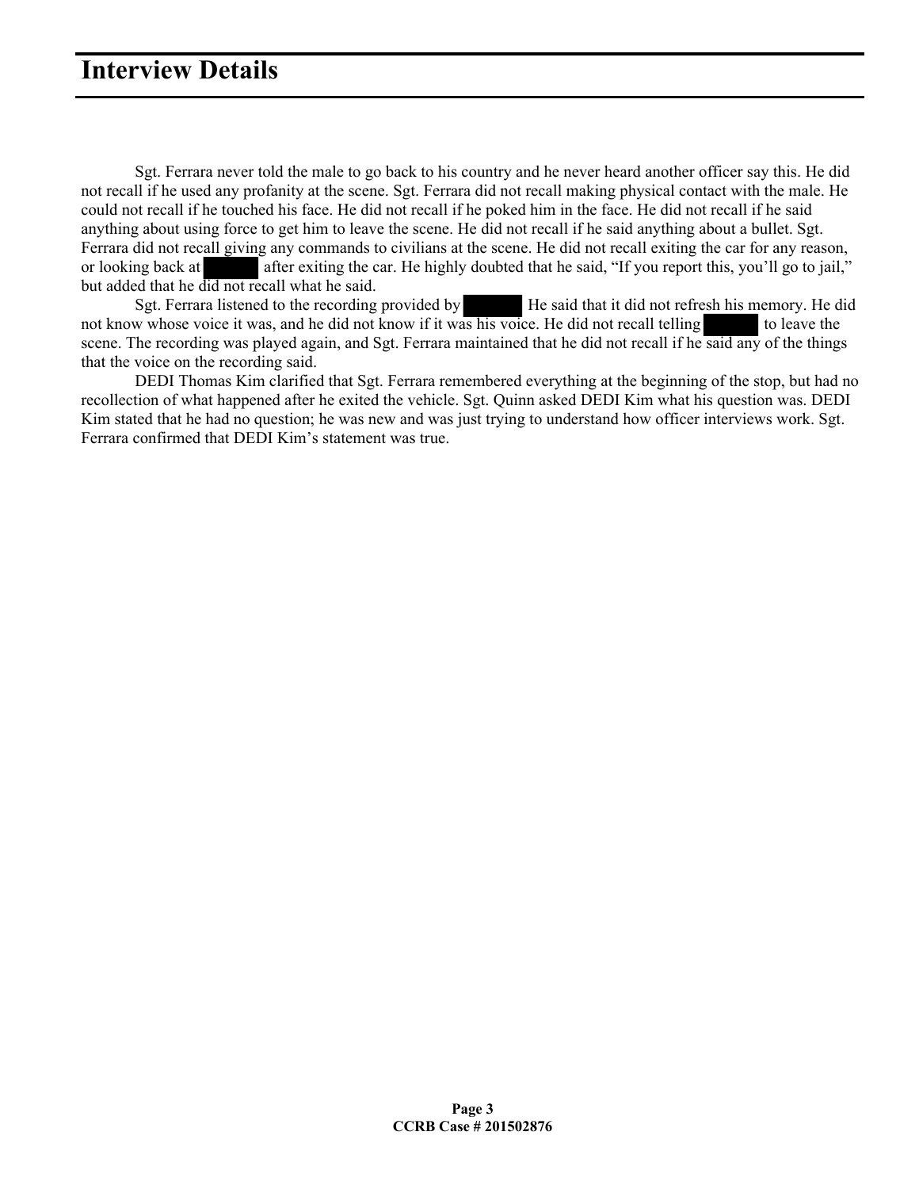# Interview Details

Sgt. Ferrara never told the male to go back to his country and he never heard another officer say this. He did not recall if he used any profanity at the scene. Sgt. Ferrara did not recall making physical contact with the male. He could not recall if he touched his face. He did not recall if he poked him in the face. He did not recall if he said anything about using force to get him to leave the scene. He did not recall if he said anything about a bullet. Sgt. Ferrara did not recall giving any commands to civilians at the scene. He did not recall exiting the car for any reason, or looking back at [REDACTED] after exiting the car. He highly doubted that he said, "If you report this, you'll go to jail," but added that he did not recall what he said.

Sgt. Ferrara listened to the recording provided by [REDACTED] He said that it did not refresh his memory. He did not know whose voice it was, and he did not know if it was his voice. He did not recall telling [REDACTED] to leave the scene. The recording was played again, and Sgt. Ferrara maintained that he did not recall if he said any of the things that the voice on the recording said.

DEDI Thomas Kim clarified that Sgt. Ferrara remembered everything at the beginning of the stop, but had no recollection of what happened after he exited the vehicle. Sgt. Quinn asked DEDI Kim what his question was. DEDI Kim stated that he had no question; he was new and was just trying to understand how officer interviews work. Sgt. Ferrara confirmed that DEDI Kim's statement was true.